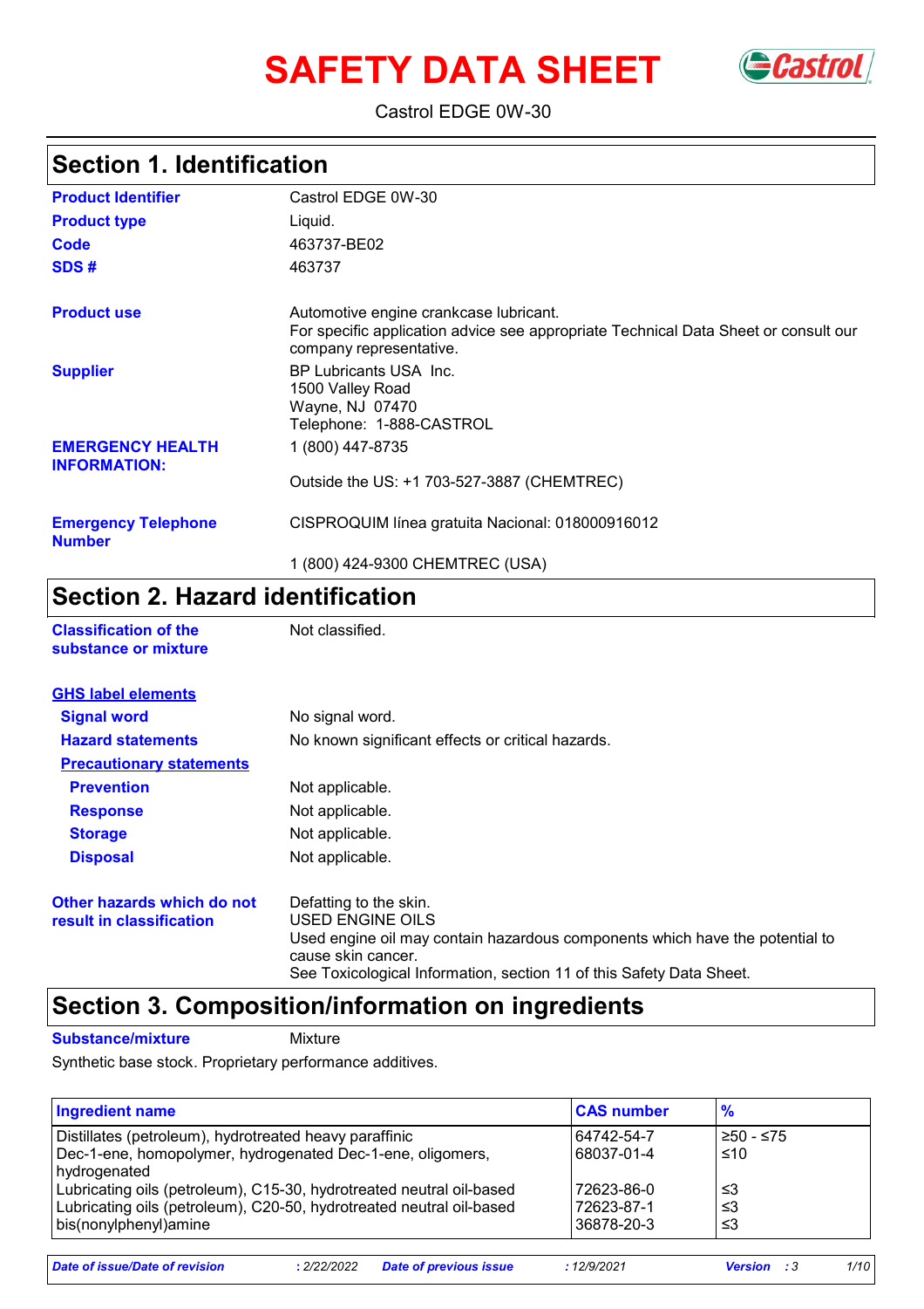# SAFETY DATA SHEET

Castrol EDGE 0W-30

## Section 1. Identification

| | |
|---|---|
| **Product Identifier** | Castrol EDGE 0W-30 |
| **Product type** | Liquid. |
| **Code** | 463737-BE02 |
| **SDS #** | 463737 |
| **Product use** | Automotive engine crankcase lubricant.<br>For specific application advice see appropriate Technical Data Sheet or consult our company representative. |
| **Supplier** | BP Lubricants USA Inc.<br>1500 Valley Road<br>Wayne, NJ 07470<br>Telephone: 1-888-CASTROL |
| **EMERGENCY HEALTH INFORMATION:** | 1 (800) 447-8735<br><br>Outside the US: +1 703-527-3887 (CHEMTREC) |
| **Emergency Telephone Number** | CISPROQUIM línea gratuita Nacional: 018000916012<br><br>1 (800) 424-9300 CHEMTREC (USA) |

## Section 2. Hazard identification

| | |
|---|---|
| **Classification of the substance or mixture** | Not classified. |

**GHS label elements**

| | |
|---|---|
| **Signal word** | No signal word. |
| **Hazard statements** | No known significant effects or critical hazards. |

**Precautionary statements**

| | |
|---|---|
| **Prevention** | Not applicable. |
| **Response** | Not applicable. |
| **Storage** | Not applicable. |
| **Disposal** | Not applicable. |
| **Other hazards which do not result in classification** | Defatting to the skin.<br>USED ENGINE OILS<br>Used engine oil may contain hazardous components which have the potential to cause skin cancer.<br>See Toxicological Information, section 11 of this Safety Data Sheet. |

## Section 3. Composition/information on ingredients

**Substance/mixture** Mixture

Synthetic base stock. Proprietary performance additives.

| Ingredient name | CAS number | % |
|---|---|---|
| Distillates (petroleum), hydrotreated heavy paraffinic | 64742-54-7 | ≥50 - ≤75 |
| Dec-1-ene, homopolymer, hydrogenated Dec-1-ene, oligomers, hydrogenated | 68037-01-4 | ≤10 |
| Lubricating oils (petroleum), C15-30, hydrotreated neutral oil-based | 72623-86-0 | ≤3 |
| Lubricating oils (petroleum), C20-50, hydrotreated neutral oil-based | 72623-87-1 | ≤3 |
| bis(nonylphenyl)amine | 36878-20-3 | ≤3 |

*Date of issue/Date of revision* : 2/22/2022 *Date of previous issue* : 12/9/2021 *Version* : 3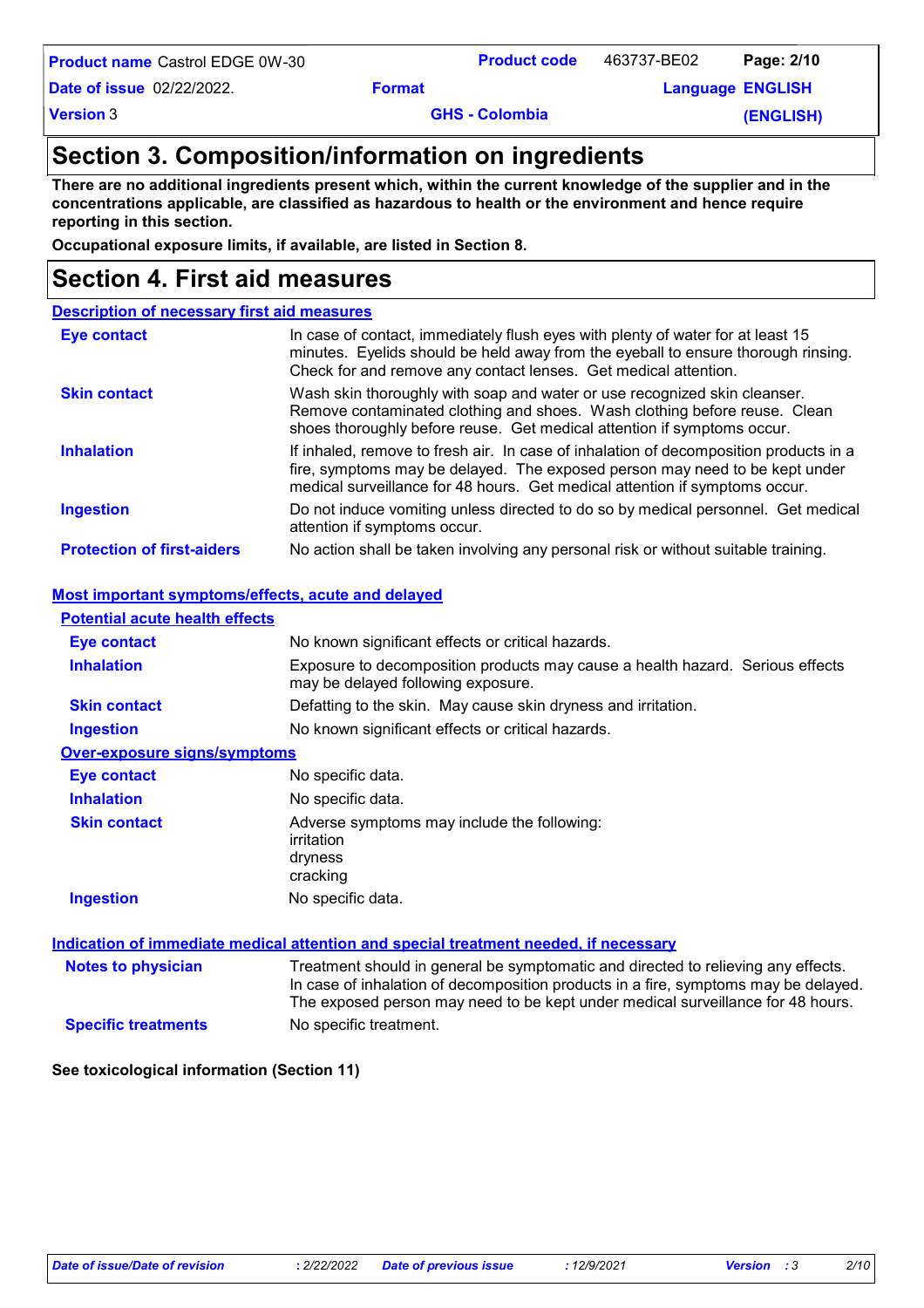## Section 3. Composition/information on ingredients

**There are no additional ingredients present which, within the current knowledge of the supplier and in the concentrations applicable, are classified as hazardous to health or the environment and hence require reporting in this section.**

**Occupational exposure limits, if available, are listed in Section 8.**

## Section 4. First aid measures

### Description of necessary first aid measures

| | |
|---|---|
| **Eye contact** | In case of contact, immediately flush eyes with plenty of water for at least 15 minutes. Eyelids should be held away from the eyeball to ensure thorough rinsing. Check for and remove any contact lenses. Get medical attention. |
| **Skin contact** | Wash skin thoroughly with soap and water or use recognized skin cleanser. Remove contaminated clothing and shoes. Wash clothing before reuse. Clean shoes thoroughly before reuse. Get medical attention if symptoms occur. |
| **Inhalation** | If inhaled, remove to fresh air. In case of inhalation of decomposition products in a fire, symptoms may be delayed. The exposed person may need to be kept under medical surveillance for 48 hours. Get medical attention if symptoms occur. |
| **Ingestion** | Do not induce vomiting unless directed to do so by medical personnel. Get medical attention if symptoms occur. |
| **Protection of first-aiders** | No action shall be taken involving any personal risk or without suitable training. |

### Most important symptoms/effects, acute and delayed

**Potential acute health effects**

| | |
|---|---|
| **Eye contact** | No known significant effects or critical hazards. |
| **Inhalation** | Exposure to decomposition products may cause a health hazard. Serious effects may be delayed following exposure. |
| **Skin contact** | Defatting to the skin. May cause skin dryness and irritation. |
| **Ingestion** | No known significant effects or critical hazards. |

**Over-exposure signs/symptoms**

| | |
|---|---|
| **Eye contact** | No specific data. |
| **Inhalation** | No specific data. |
| **Skin contact** | Adverse symptoms may include the following:<br>irritation<br>dryness<br>cracking |
| **Ingestion** | No specific data. |

### Indication of immediate medical attention and special treatment needed, if necessary

| | |
|---|---|
| **Notes to physician** | Treatment should in general be symptomatic and directed to relieving any effects. In case of inhalation of decomposition products in a fire, symptoms may be delayed. The exposed person may need to be kept under medical surveillance for 48 hours. |
| **Specific treatments** | No specific treatment. |

**See toxicological information (Section 11)**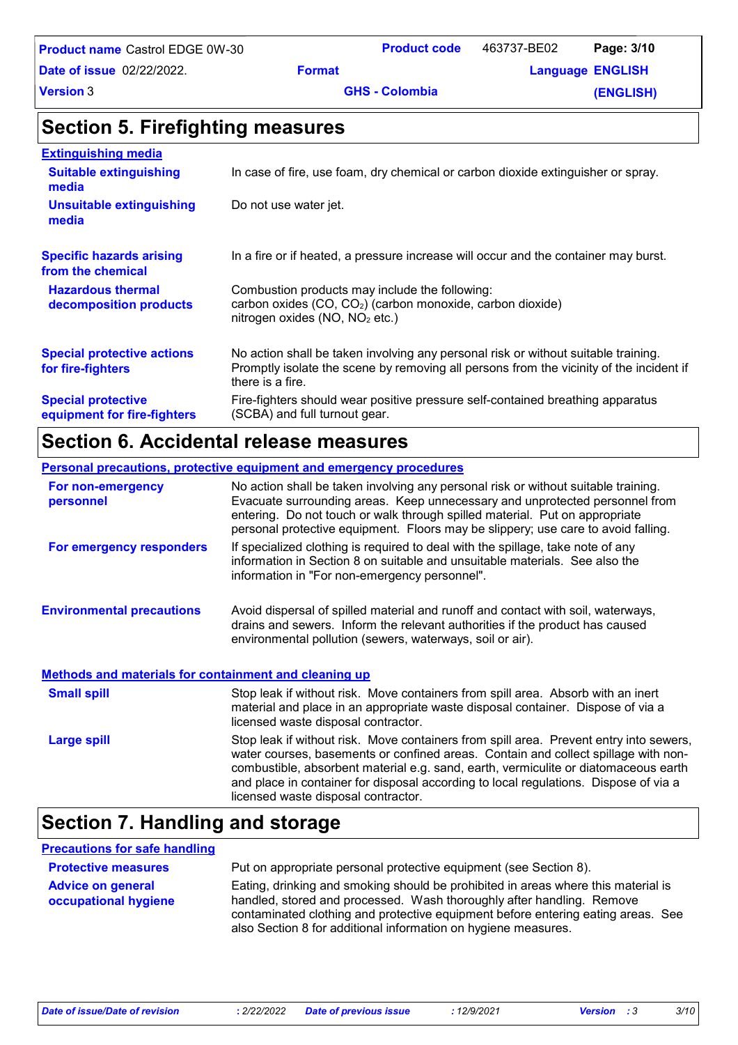## Section 5. Firefighting measures

### Extinguishing media

**Suitable extinguishing media**: In case of fire, use foam, dry chemical or carbon dioxide extinguisher or spray.

**Unsuitable extinguishing media**: Do not use water jet.

**Specific hazards arising from the chemical**: In a fire or if heated, a pressure increase will occur and the container may burst.

**Hazardous thermal decomposition products**: Combustion products may include the following:
carbon oxides ($CO$, $CO_2$) (carbon monoxide, carbon dioxide)
nitrogen oxides ($NO$, $NO_2$ etc.)

**Special protective actions for fire-fighters**: No action shall be taken involving any personal risk or without suitable training. Promptly isolate the scene by removing all persons from the vicinity of the incident if there is a fire.

**Special protective equipment for fire-fighters**: Fire-fighters should wear positive pressure self-contained breathing apparatus (SCBA) and full turnout gear.

## Section 6. Accidental release measures

### Personal precautions, protective equipment and emergency procedures

**For non-emergency personnel**: No action shall be taken involving any personal risk or without suitable training. Evacuate surrounding areas. Keep unnecessary and unprotected personnel from entering. Do not touch or walk through spilled material. Put on appropriate personal protective equipment. Floors may be slippery; use care to avoid falling.

**For emergency responders**: If specialized clothing is required to deal with the spillage, take note of any information in Section 8 on suitable and unsuitable materials. See also the information in "For non-emergency personnel".

**Environmental precautions**: Avoid dispersal of spilled material and runoff and contact with soil, waterways, drains and sewers. Inform the relevant authorities if the product has caused environmental pollution (sewers, waterways, soil or air).

### Methods and materials for containment and cleaning up

**Small spill**: Stop leak if without risk. Move containers from spill area. Absorb with an inert material and place in an appropriate waste disposal container. Dispose of via a licensed waste disposal contractor.

**Large spill**: Stop leak if without risk. Move containers from spill area. Prevent entry into sewers, water courses, basements or confined areas. Contain and collect spillage with non-combustible, absorbent material e.g. sand, earth, vermiculite or diatomaceous earth and place in container for disposal according to local regulations. Dispose of via a licensed waste disposal contractor.

## Section 7. Handling and storage

### Precautions for safe handling

**Protective measures**: Put on appropriate personal protective equipment (see Section 8).

**Advice on general occupational hygiene**: Eating, drinking and smoking should be prohibited in areas where this material is handled, stored and processed. Wash thoroughly after handling. Remove contaminated clothing and protective equipment before entering eating areas. See also Section 8 for additional information on hygiene measures.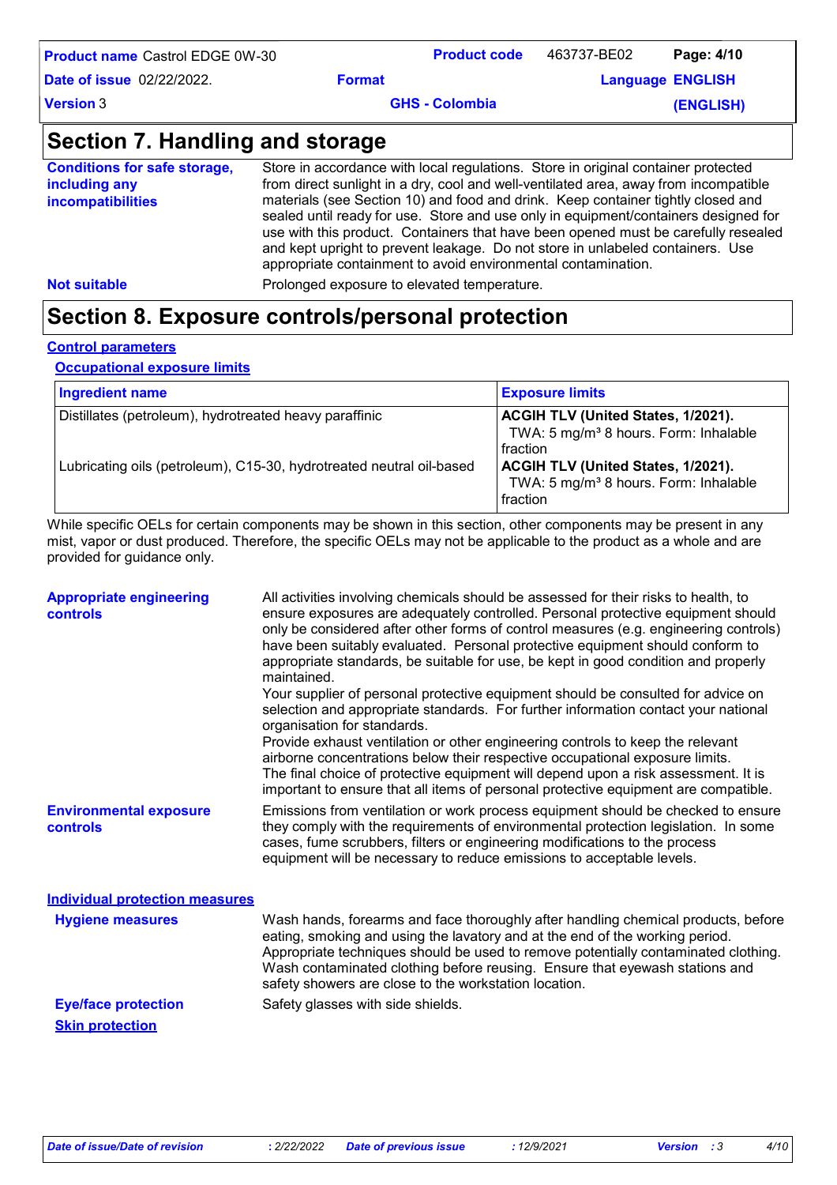## Section 7. Handling and storage

**Conditions for safe storage, including any incompatibilities**

Store in accordance with local regulations. Store in original container protected from direct sunlight in a dry, cool and well-ventilated area, away from incompatible materials (see Section 10) and food and drink. Keep container tightly closed and sealed until ready for use. Store and use only in equipment/containers designed for use with this product. Containers that have been opened must be carefully resealed and kept upright to prevent leakage. Do not store in unlabeled containers. Use appropriate containment to avoid environmental contamination.

**Not suitable**

Prolonged exposure to elevated temperature.

## Section 8. Exposure controls/personal protection

**Control parameters**

**Occupational exposure limits**

| Ingredient name | Exposure limits |
|---|---|
| Distillates (petroleum), hydrotreated heavy paraffinic | **ACGIH TLV (United States, 1/2021).** TWA: 5 mg/m³ 8 hours. Form: Inhalable fraction |
| Lubricating oils (petroleum), C15-30, hydrotreated neutral oil-based | **ACGIH TLV (United States, 1/2021).** TWA: 5 mg/m³ 8 hours. Form: Inhalable fraction |

While specific OELs for certain components may be shown in this section, other components may be present in any mist, vapor or dust produced. Therefore, the specific OELs may not be applicable to the product as a whole and are provided for guidance only.

**Appropriate engineering controls**

All activities involving chemicals should be assessed for their risks to health, to ensure exposures are adequately controlled. Personal protective equipment should only be considered after other forms of control measures (e.g. engineering controls) have been suitably evaluated. Personal protective equipment should conform to appropriate standards, be suitable for use, be kept in good condition and properly maintained.
Your supplier of personal protective equipment should be consulted for advice on selection and appropriate standards. For further information contact your national organisation for standards.
Provide exhaust ventilation or other engineering controls to keep the relevant airborne concentrations below their respective occupational exposure limits.
The final choice of protective equipment will depend upon a risk assessment. It is important to ensure that all items of personal protective equipment are compatible.

**Environmental exposure controls**

Emissions from ventilation or work process equipment should be checked to ensure they comply with the requirements of environmental protection legislation. In some cases, fume scrubbers, filters or engineering modifications to the process equipment will be necessary to reduce emissions to acceptable levels.

**Individual protection measures**

**Hygiene measures**

Wash hands, forearms and face thoroughly after handling chemical products, before eating, smoking and using the lavatory and at the end of the working period. Appropriate techniques should be used to remove potentially contaminated clothing. Wash contaminated clothing before reusing. Ensure that eyewash stations and safety showers are close to the workstation location.

**Eye/face protection**

Safety glasses with side shields.

**Skin protection**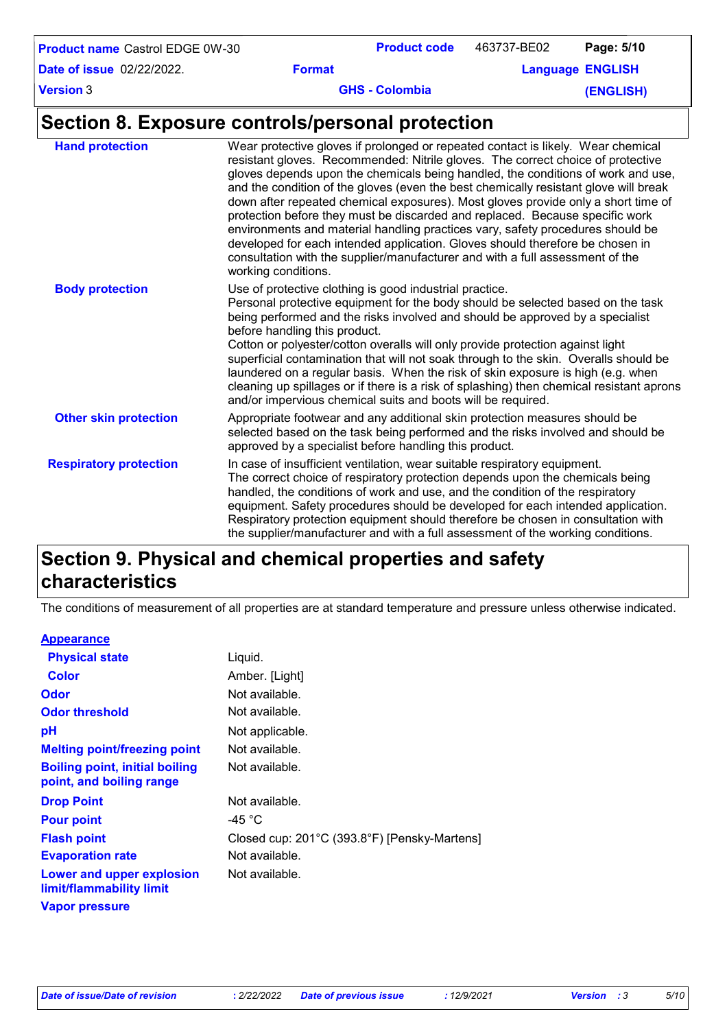## Section 8. Exposure controls/personal protection

| | |
|---|---|
| **Hand protection** | Wear protective gloves if prolonged or repeated contact is likely. Wear chemical resistant gloves. Recommended: Nitrile gloves. The correct choice of protective gloves depends upon the chemicals being handled, the conditions of work and use, and the condition of the gloves (even the best chemically resistant glove will break down after repeated chemical exposures). Most gloves provide only a short time of protection before they must be discarded and replaced. Because specific work environments and material handling practices vary, safety procedures should be developed for each intended application. Gloves should therefore be chosen in consultation with the supplier/manufacturer and with a full assessment of the working conditions. |
| **Body protection** | Use of protective clothing is good industrial practice. Personal protective equipment for the body should be selected based on the task being performed and the risks involved and should be approved by a specialist before handling this product. Cotton or polyester/cotton overalls will only provide protection against light superficial contamination that will not soak through to the skin. Overalls should be laundered on a regular basis. When the risk of skin exposure is high (e.g. when cleaning up spillages or if there is a risk of splashing) then chemical resistant aprons and/or impervious chemical suits and boots will be required. |
| **Other skin protection** | Appropriate footwear and any additional skin protection measures should be selected based on the task being performed and the risks involved and should be approved by a specialist before handling this product. |
| **Respiratory protection** | In case of insufficient ventilation, wear suitable respiratory equipment. The correct choice of respiratory protection depends upon the chemicals being handled, the conditions of work and use, and the condition of the respiratory equipment. Safety procedures should be developed for each intended application. Respiratory protection equipment should therefore be chosen in consultation with the supplier/manufacturer and with a full assessment of the working conditions. |

## Section 9. Physical and chemical properties and safety characteristics

The conditions of measurement of all properties are at standard temperature and pressure unless otherwise indicated.

**Appearance**

| | |
|---|---|
| **Physical state** | Liquid. |
| **Color** | Amber. [Light] |
| **Odor** | Not available. |
| **Odor threshold** | Not available. |
| **pH** | Not applicable. |
| **Melting point/freezing point** | Not available. |
| **Boiling point, initial boiling point, and boiling range** | Not available. |
| **Drop Point** | Not available. |
| **Pour point** | -45 °C |
| **Flash point** | Closed cup: 201°C (393.8°F) [Pensky-Martens] |
| **Evaporation rate** | Not available. |
| **Lower and upper explosion limit/flammability limit** | Not available. |
| **Vapor pressure** | |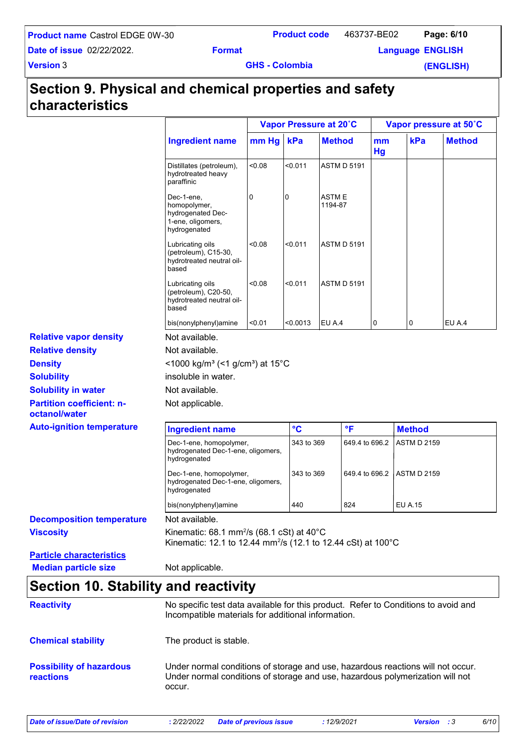# Section 9. Physical and chemical properties and safety characteristics

| Ingredient name | Vapor Pressure at 20˚C | | | Vapor pressure at 50˚C | | |
|---|---|---|---|---|---|---|
| | mm Hg | kPa | Method | mm Hg | kPa | Method |
| Distillates (petroleum), hydrotreated heavy paraffinic | <0.08 | <0.011 | ASTM D 5191 | | | |
| Dec-1-ene, homopolymer, hydrogenated Dec-1-ene, oligomers, hydrogenated | 0 | 0 | ASTM E 1194-87 | | | |
| Lubricating oils (petroleum), C15-30, hydrotreated neutral oil-based | <0.08 | <0.011 | ASTM D 5191 | | | |
| Lubricating oils (petroleum), C20-50, hydrotreated neutral oil-based | <0.08 | <0.011 | ASTM D 5191 | | | |
| bis(nonylphenyl)amine | <0.01 | <0.0013 | EU A.4 | 0 | 0 | EU A.4 |

**Relative vapor density** Not available.

**Relative density** Not available.

**Density** <1000 kg/m³ (<1 g/cm³) at 15°C

**Solubility** insoluble in water.

**Solubility in water** Not available.

**Partition coefficient: n-octanol/water** Not applicable.

**Auto-ignition temperature**

| Ingredient name | °C | °F | Method |
|---|---|---|---|
| Dec-1-ene, homopolymer, hydrogenated Dec-1-ene, oligomers, hydrogenated | 343 to 369 | 649.4 to 696.2 | ASTM D 2159 |
| Dec-1-ene, homopolymer, hydrogenated Dec-1-ene, oligomers, hydrogenated | 343 to 369 | 649.4 to 696.2 | ASTM D 2159 |
| bis(nonylphenyl)amine | 440 | 824 | EU A.15 |

**Decomposition temperature** Not available.

**Viscosity** Kinematic: 68.1 mm²/s (68.1 cSt) at 40°C
Kinematic: 12.1 to 12.44 mm²/s (12.1 to 12.44 cSt) at 100°C

**Particle characteristics**

**Median particle size** Not applicable.

# Section 10. Stability and reactivity

**Reactivity** No specific test data available for this product. Refer to Conditions to avoid and Incompatible materials for additional information.

**Chemical stability** The product is stable.

**Possibility of hazardous reactions** Under normal conditions of storage and use, hazardous reactions will not occur. Under normal conditions of storage and use, hazardous polymerization will not occur.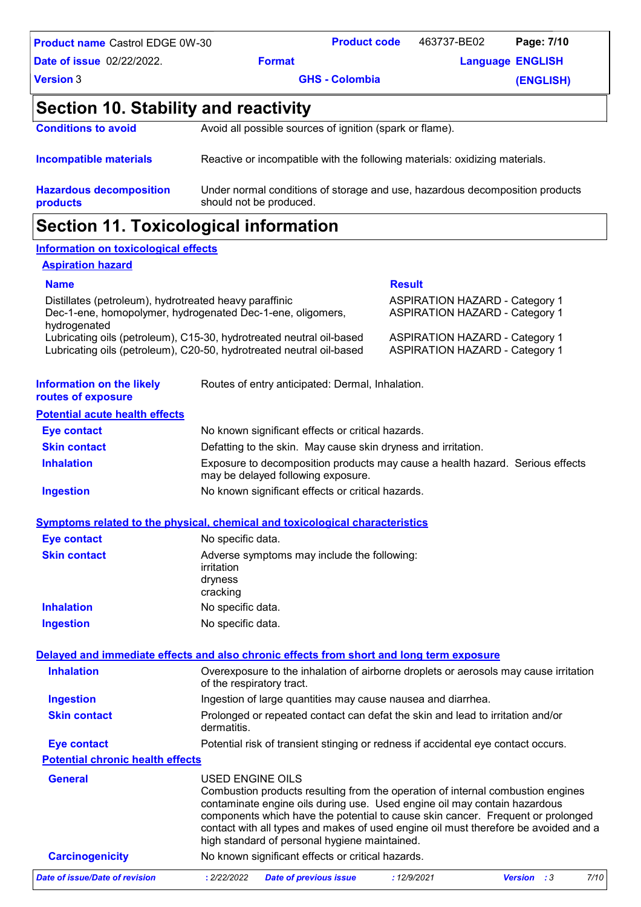## Section 10. Stability and reactivity

**Conditions to avoid**: Avoid all possible sources of ignition (spark or flame).

**Incompatible materials**: Reactive or incompatible with the following materials: oxidizing materials.

**Hazardous decomposition products**: Under normal conditions of storage and use, hazardous decomposition products should not be produced.

## Section 11. Toxicological information

### Information on toxicological effects

#### Aspiration hazard

| Name | Result |
|---|---|
| Distillates (petroleum), hydrotreated heavy paraffinic | ASPIRATION HAZARD - Category 1 |
| Dec-1-ene, homopolymer, hydrogenated Dec-1-ene, oligomers, hydrogenated | ASPIRATION HAZARD - Category 1 |
| Lubricating oils (petroleum), C15-30, hydrotreated neutral oil-based | ASPIRATION HAZARD - Category 1 |
| Lubricating oils (petroleum), C20-50, hydrotreated neutral oil-based | ASPIRATION HAZARD - Category 1 |

**Information on the likely routes of exposure**: Routes of entry anticipated: Dermal, Inhalation.

### Potential acute health effects

**Eye contact**: No known significant effects or critical hazards.

**Skin contact**: Defatting to the skin. May cause skin dryness and irritation.

**Inhalation**: Exposure to decomposition products may cause a health hazard. Serious effects may be delayed following exposure.

**Ingestion**: No known significant effects or critical hazards.

### Symptoms related to the physical, chemical and toxicological characteristics

**Eye contact**: No specific data.

**Skin contact**: Adverse symptoms may include the following:
irritation
dryness
cracking

**Inhalation**: No specific data.

**Ingestion**: No specific data.

### Delayed and immediate effects and also chronic effects from short and long term exposure

**Inhalation**: Overexposure to the inhalation of airborne droplets or aerosols may cause irritation of the respiratory tract.

**Ingestion**: Ingestion of large quantities may cause nausea and diarrhea.

**Skin contact**: Prolonged or repeated contact can defat the skin and lead to irritation and/or dermatitis.

**Eye contact**: Potential risk of transient stinging or redness if accidental eye contact occurs.

#### Potential chronic health effects

**General**: USED ENGINE OILS
Combustion products resulting from the operation of internal combustion engines contaminate engine oils during use. Used engine oil may contain hazardous components which have the potential to cause skin cancer. Frequent or prolonged contact with all types and makes of used engine oil must therefore be avoided and a high standard of personal hygiene maintained.

**Carcinogenicity**: No known significant effects or critical hazards.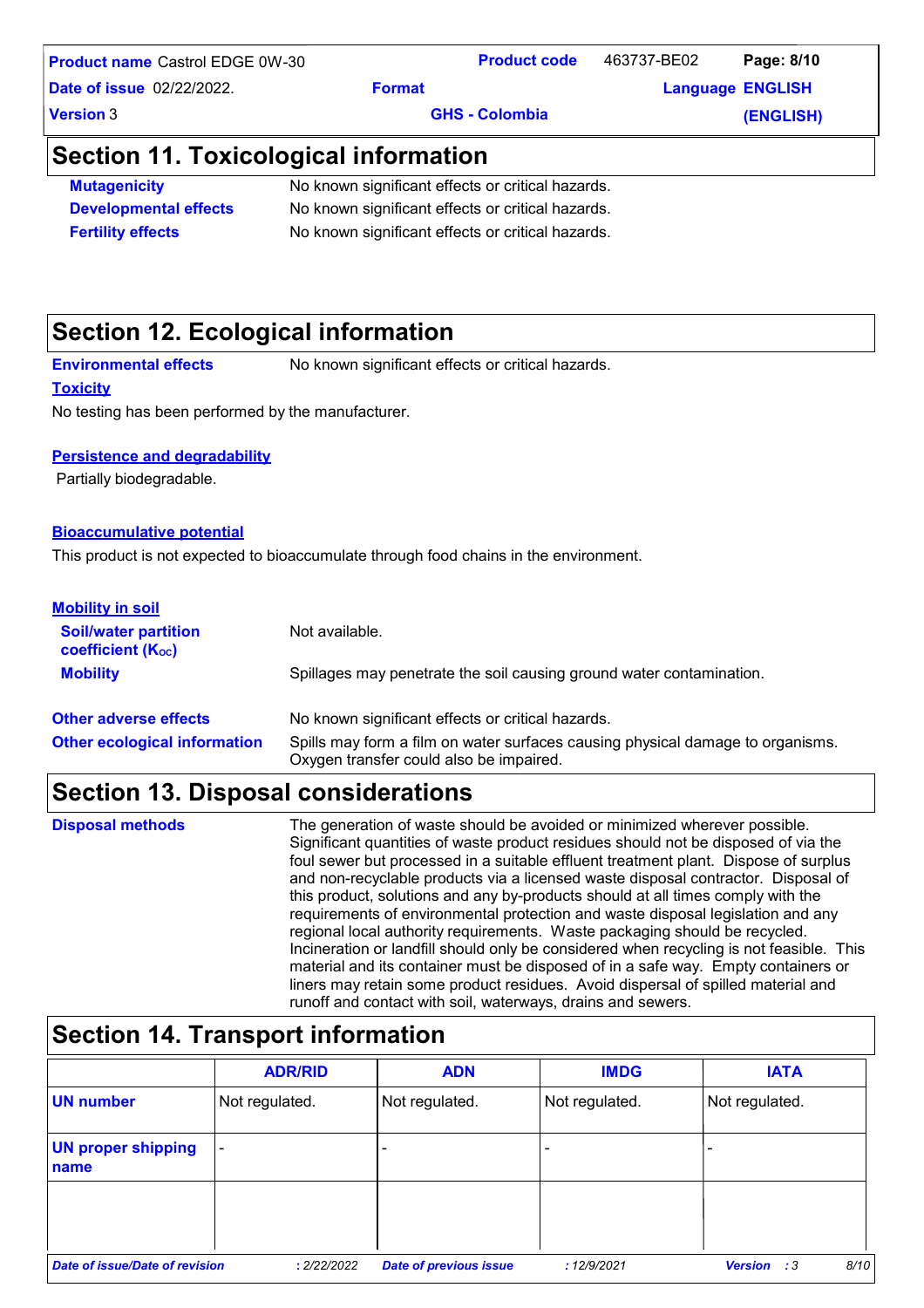## Section 11. Toxicological information

**Mutagenicity** No known significant effects or critical hazards.

**Developmental effects** No known significant effects or critical hazards.

**Fertility effects** No known significant effects or critical hazards.

## Section 12. Ecological information

**Environmental effects** No known significant effects or critical hazards.

**Toxicity**

No testing has been performed by the manufacturer.

**Persistence and degradability**

Partially biodegradable.

**Bioaccumulative potential**

This product is not expected to bioaccumulate through food chains in the environment.

**Mobility in soil**

**Soil/water partition coefficient ($K_{OC}$)** Not available.

**Mobility** Spillages may penetrate the soil causing ground water contamination.

**Other adverse effects** No known significant effects or critical hazards.

**Other ecological information** Spills may form a film on water surfaces causing physical damage to organisms. Oxygen transfer could also be impaired.

## Section 13. Disposal considerations

**Disposal methods** The generation of waste should be avoided or minimized wherever possible. Significant quantities of waste product residues should not be disposed of via the foul sewer but processed in a suitable effluent treatment plant. Dispose of surplus and non-recyclable products via a licensed waste disposal contractor. Disposal of this product, solutions and any by-products should at all times comply with the requirements of environmental protection and waste disposal legislation and any regional local authority requirements. Waste packaging should be recycled. Incineration or landfill should only be considered when recycling is not feasible. This material and its container must be disposed of in a safe way. Empty containers or liners may retain some product residues. Avoid dispersal of spilled material and runoff and contact with soil, waterways, drains and sewers.

## Section 14. Transport information

| | ADR/RID | ADN | IMDG | IATA |
|---|---|---|---|---|
| UN number | Not regulated. | Not regulated. | Not regulated. | Not regulated. |
| UN proper shipping name | - | - | - | - |
| | | | | |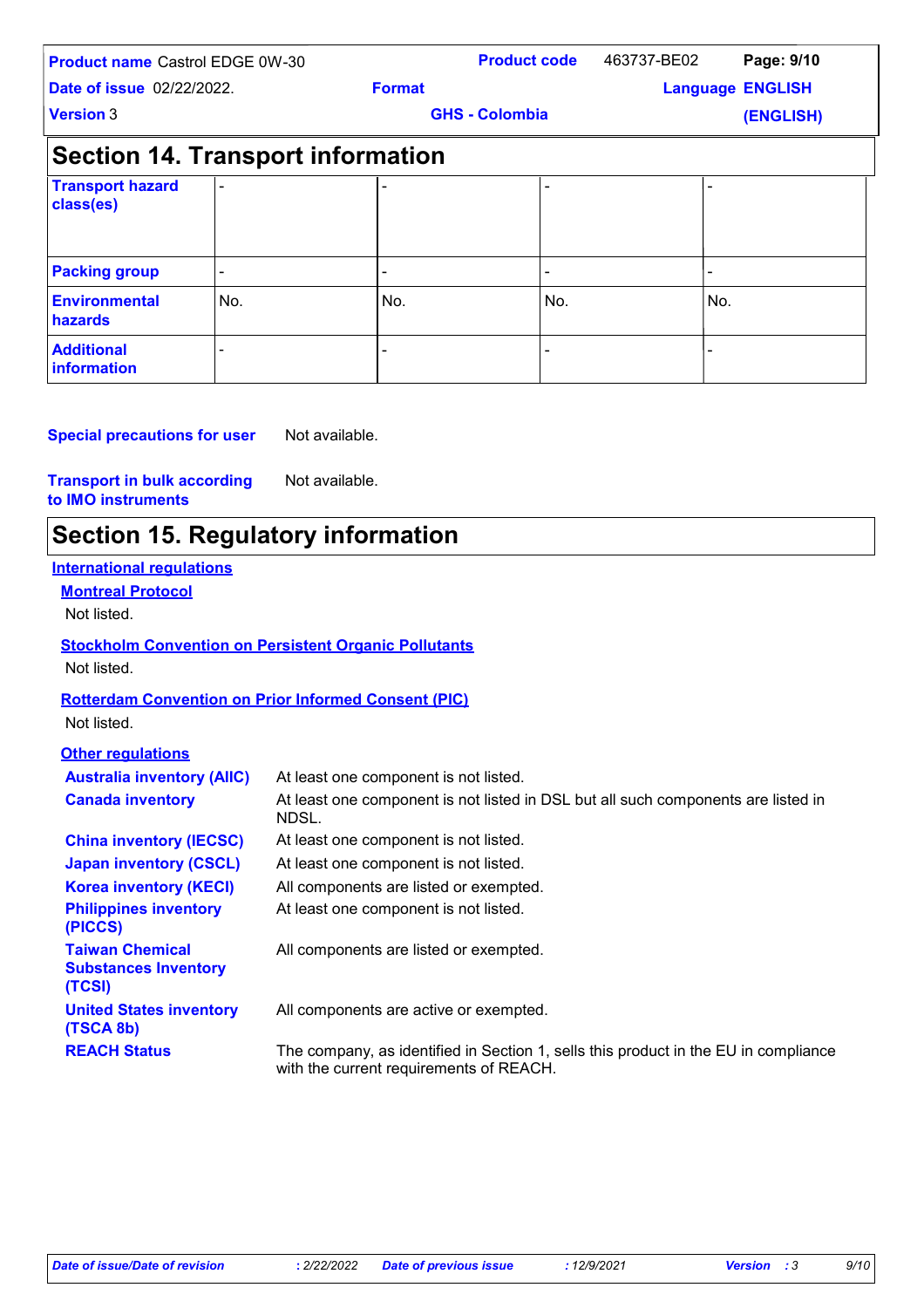## Section 14. Transport information

| Transport hazard class(es) | - | - | - | - |
|---|---|---|---|---|
| Packing group | - | - | - | - |
| Environmental hazards | No. | No. | No. | No. |
| Additional information | - | - | - | - |

**Special precautions for user** Not available.

**Transport in bulk according to IMO instruments** Not available.

## Section 15. Regulatory information

### International regulations

**Montreal Protocol**

Not listed.

**Stockholm Convention on Persistent Organic Pollutants**

Not listed.

**Rotterdam Convention on Prior Informed Consent (PIC)**

Not listed.

### Other regulations

| | |
|---|---|
| **Australia inventory (AIIC)** | At least one component is not listed. |
| **Canada inventory** | At least one component is not listed in DSL but all such components are listed in NDSL. |
| **China inventory (IECSC)** | At least one component is not listed. |
| **Japan inventory (CSCL)** | At least one component is not listed. |
| **Korea inventory (KECI)** | All components are listed or exempted. |
| **Philippines inventory (PICCS)** | At least one component is not listed. |
| **Taiwan Chemical Substances Inventory (TCSI)** | All components are listed or exempted. |
| **United States inventory (TSCA 8b)** | All components are active or exempted. |
| **REACH Status** | The company, as identified in Section 1, sells this product in the EU in compliance with the current requirements of REACH. |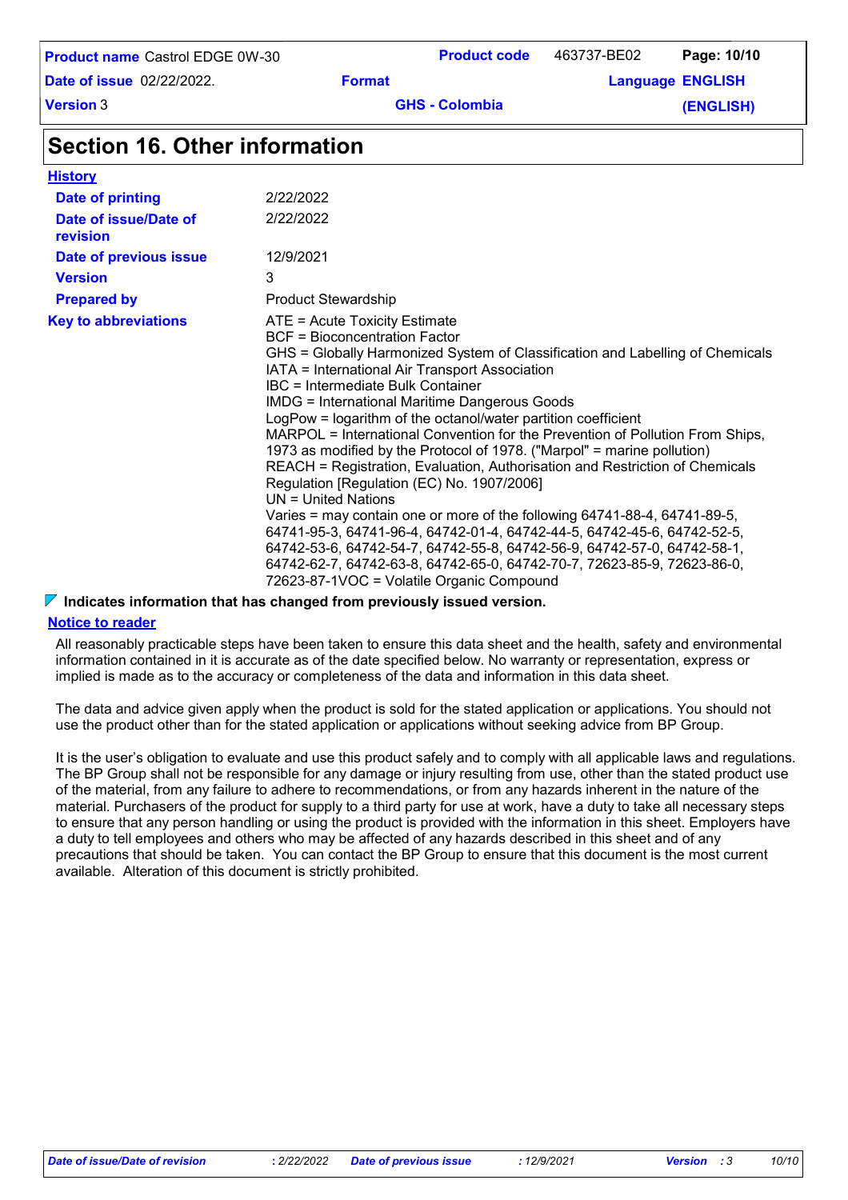# Section 16. Other information

**History**

| | |
|---|---|
| **Date of printing** | 2/22/2022 |
| **Date of issue/Date of revision** | 2/22/2022 |
| **Date of previous issue** | 12/9/2021 |
| **Version** | 3 |
| **Prepared by** | Product Stewardship |

**Key to abbreviations**

ATE = Acute Toxicity Estimate
BCF = Bioconcentration Factor
GHS = Globally Harmonized System of Classification and Labelling of Chemicals
IATA = International Air Transport Association
IBC = Intermediate Bulk Container
IMDG = International Maritime Dangerous Goods
LogPow = logarithm of the octanol/water partition coefficient
MARPOL = International Convention for the Prevention of Pollution From Ships, 1973 as modified by the Protocol of 1978. ("Marpol" = marine pollution)
REACH = Registration, Evaluation, Authorisation and Restriction of Chemicals Regulation [Regulation (EC) No. 1907/2006]
UN = United Nations
Varies = may contain one or more of the following 64741-88-4, 64741-89-5, 64741-95-3, 64741-96-4, 64742-01-4, 64742-44-5, 64742-45-6, 64742-52-5, 64742-53-6, 64742-54-7, 64742-55-8, 64742-56-9, 64742-57-0, 64742-58-1, 64742-62-7, 64742-63-8, 64742-65-0, 64742-70-7, 72623-85-9, 72623-86-0, 72623-87-1VOC = Volatile Organic Compound

**Indicates information that has changed from previously issued version.**

**Notice to reader**

All reasonably practicable steps have been taken to ensure this data sheet and the health, safety and environmental information contained in it is accurate as of the date specified below. No warranty or representation, express or implied is made as to the accuracy or completeness of the data and information in this data sheet.

The data and advice given apply when the product is sold for the stated application or applications. You should not use the product other than for the stated application or applications without seeking advice from BP Group.

It is the user's obligation to evaluate and use this product safely and to comply with all applicable laws and regulations. The BP Group shall not be responsible for any damage or injury resulting from use, other than the stated product use of the material, from any failure to adhere to recommendations, or from any hazards inherent in the nature of the material. Purchasers of the product for supply to a third party for use at work, have a duty to take all necessary steps to ensure that any person handling or using the product is provided with the information in this sheet. Employers have a duty to tell employees and others who may be affected of any hazards described in this sheet and of any precautions that should be taken. You can contact the BP Group to ensure that this document is the most current available. Alteration of this document is strictly prohibited.